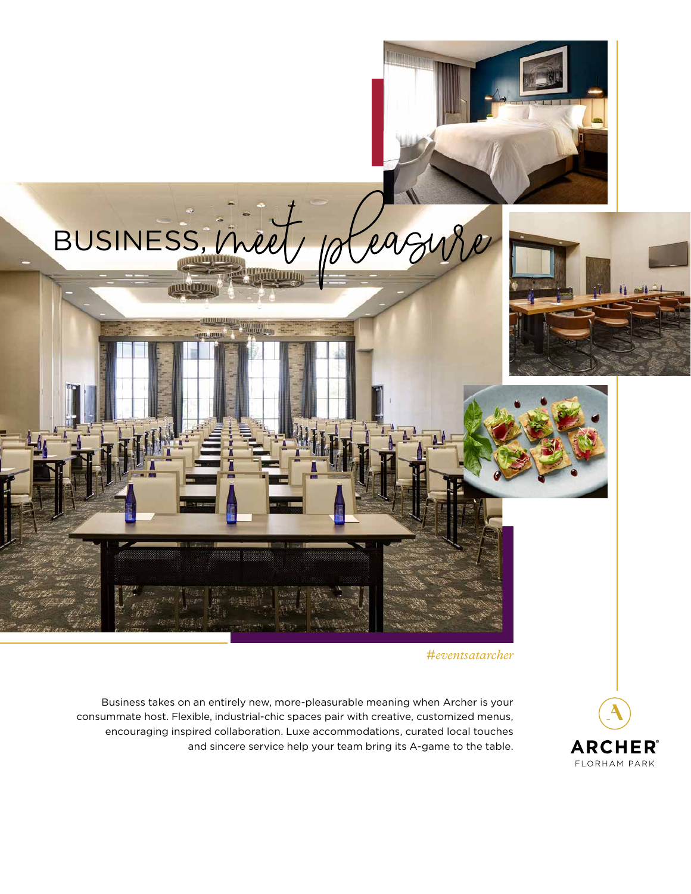# BUSINESS, *meet pleasure*

*#eventsatarcher*

Business takes on an entirely new, more-pleasurable meaning when Archer is your consummate host. Flexible, industrial-chic spaces pair with creative, customized menus, encouraging inspired collaboration. Luxe accommodations, curated local touches and sincere service help your team bring its A-game to the table.

ARCHER®
FLORHAM PARK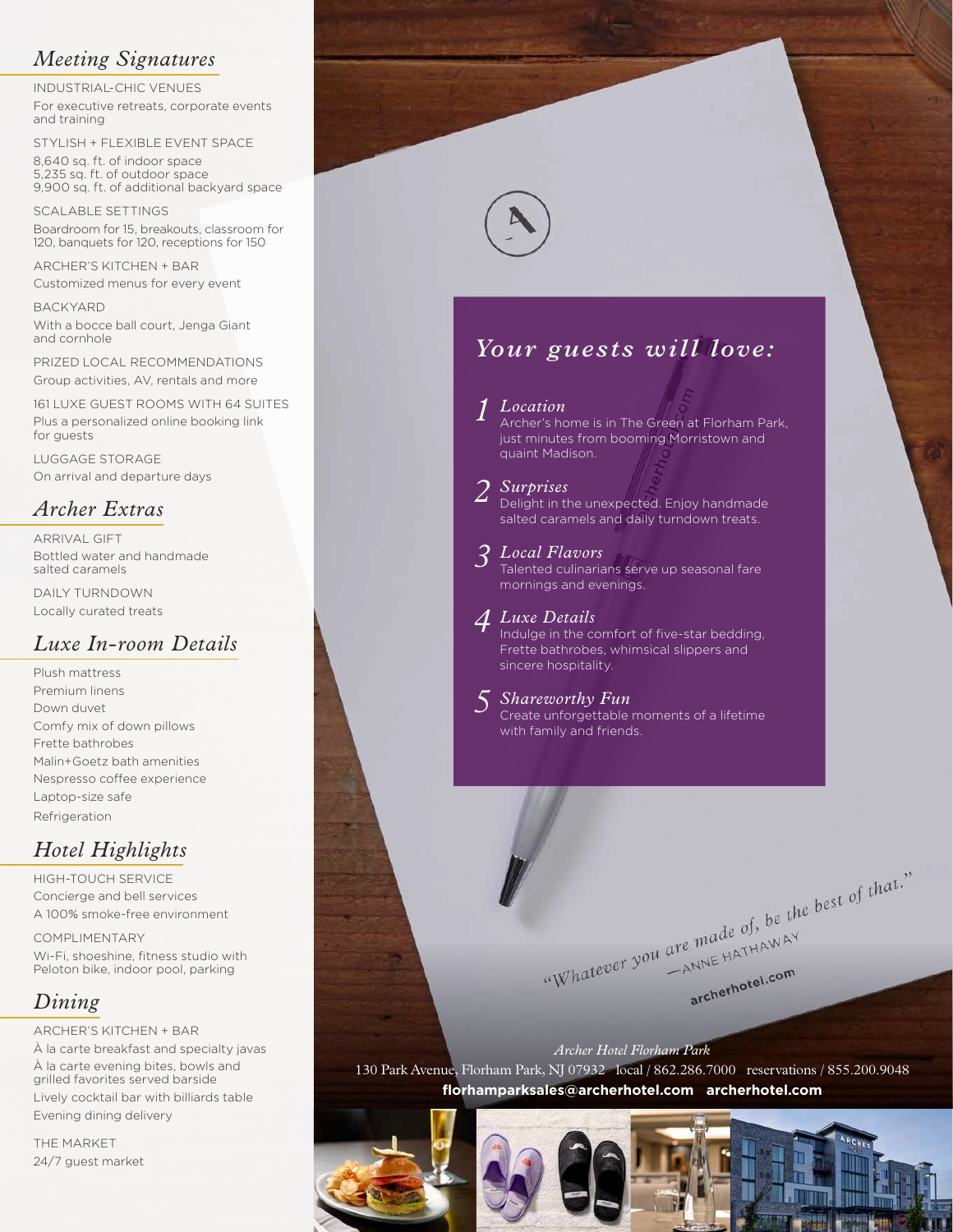## Meeting Signatures

INDUSTRIAL-CHIC VENUES
For executive retreats, corporate events and training

STYLISH + FLEXIBLE EVENT SPACE
8,640 sq. ft. of indoor space
5,235 sq. ft. of outdoor space
9,900 sq. ft. of additional backyard space

SCALABLE SETTINGS
Boardroom for 15, breakouts, classroom for 120, banquets for 120, receptions for 150

ARCHER'S KITCHEN + BAR
Customized menus for every event

BACKYARD
With a bocce ball court, Jenga Giant and cornhole

PRIZED LOCAL RECOMMENDATIONS
Group activities, AV, rentals and more

161 LUXE GUEST ROOMS WITH 64 SUITES
Plus a personalized online booking link for guests

LUGGAGE STORAGE
On arrival and departure days

## Archer Extras

ARRIVAL GIFT
Bottled water and handmade salted caramels

DAILY TURNDOWN
Locally curated treats

## Luxe In-room Details

Plush mattress
Premium linens
Down duvet
Comfy mix of down pillows
Frette bathrobes
Malin+Goetz bath amenities
Nespresso coffee experience
Laptop-size safe
Refrigeration

## Hotel Highlights

HIGH-TOUCH SERVICE
Concierge and bell services
A 100% smoke-free environment

COMPLIMENTARY
Wi-Fi, shoeshine, fitness studio with Peloton bike, indoor pool, parking

## Dining

ARCHER'S KITCHEN + BAR
À la carte breakfast and specialty javas
À la carte evening bites, bowls and grilled favorites served barside
Lively cocktail bar with billiards table
Evening dining delivery

THE MARKET
24/7 guest market

## Your guests will love:

1. *Location*
   Archer's home is in The Green at Florham Park, just minutes from booming Morristown and quaint Madison.
2. *Surprises*
   Delight in the unexpected. Enjoy handmade salted caramels and daily turndown treats.
3. *Local Flavors*
   Talented culinarians serve up seasonal fare mornings and evenings.
4. *Luxe Details*
   Indulge in the comfort of five-star bedding, Frette bathrobes, whimsical slippers and sincere hospitality.
5. *Shareworthy Fun*
   Create unforgettable moments of a lifetime with family and friends.

"Whatever you are made of, be the best of that."
—ANNE HATHAWAY

archerhotel.com

*Archer Hotel Florham Park*
130 Park Avenue, Florham Park, NJ 07932 local / 862.286.7000 reservations / 855.200.9048
**florhamparksales@archerhotel.com archerhotel.com**